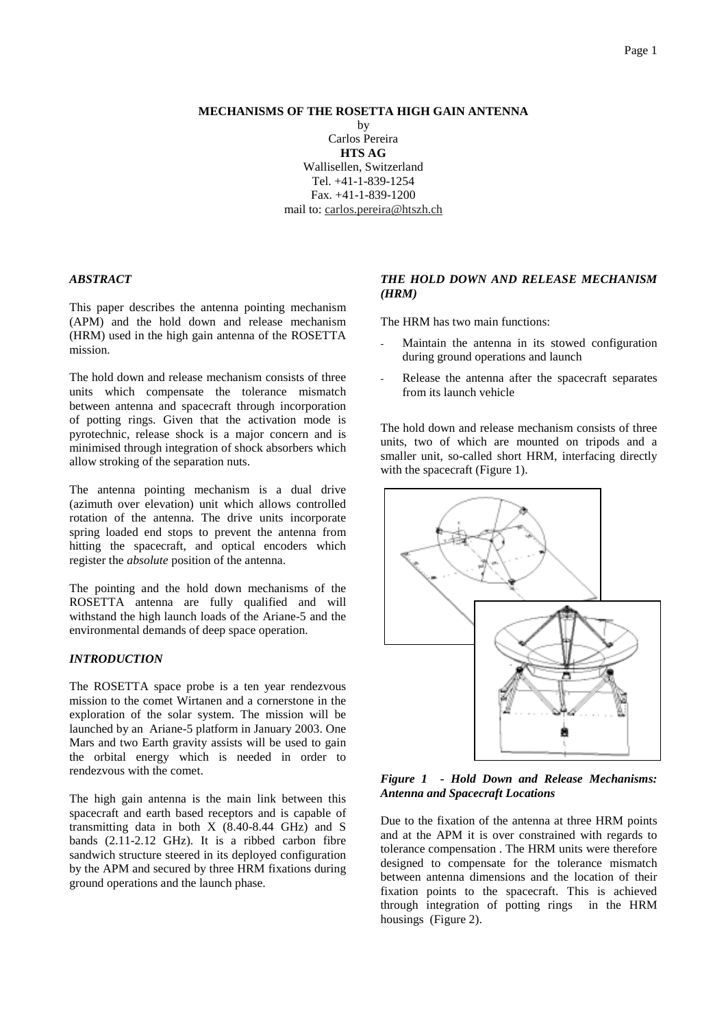# MECHANISMS OF THE ROSETTA HIGH GAIN ANTENNA

by
Carlos Pereira
**HTS AG**
Wallisellen, Switzerland
Tel. +41-1-839-1254
Fax. +41-1-839-1200
mail to: carlos.pereira@htszh.ch

## *ABSTRACT*

This paper describes the antenna pointing mechanism (APM) and the hold down and release mechanism (HRM) used in the high gain antenna of the ROSETTA mission.

The hold down and release mechanism consists of three units which compensate the tolerance mismatch between antenna and spacecraft through incorporation of potting rings. Given that the activation mode is pyrotechnic, release shock is a major concern and is minimised through integration of shock absorbers which allow stroking of the separation nuts.

The antenna pointing mechanism is a dual drive (azimuth over elevation) unit which allows controlled rotation of the antenna. The drive units incorporate spring loaded end stops to prevent the antenna from hitting the spacecraft, and optical encoders which register the *absolute* position of the antenna.

The pointing and the hold down mechanisms of the ROSETTA antenna are fully qualified and will withstand the high launch loads of the Ariane-5 and the environmental demands of deep space operation.

## *INTRODUCTION*

The ROSETTA space probe is a ten year rendezvous mission to the comet Wirtanen and a cornerstone in the exploration of the solar system. The mission will be launched by an Ariane-5 platform in January 2003. One Mars and two Earth gravity assists will be used to gain the orbital energy which is needed in order to rendezvous with the comet.

The high gain antenna is the main link between this spacecraft and earth based receptors and is capable of transmitting data in both X (8.40-8.44 GHz) and S bands (2.11-2.12 GHz). It is a ribbed carbon fibre sandwich structure steered in its deployed configuration by the APM and secured by three HRM fixations during ground operations and the launch phase.

## *THE HOLD DOWN AND RELEASE MECHANISM (HRM)*

The HRM has two main functions:

- Maintain the antenna in its stowed configuration during ground operations and launch
- Release the antenna after the spacecraft separates from its launch vehicle

The hold down and release mechanism consists of three units, two of which are mounted on tripods and a smaller unit, so-called short HRM, interfacing directly with the spacecraft (Figure 1).

***Figure 1 - Hold Down and Release Mechanisms: Antenna and Spacecraft Locations***

Due to the fixation of the antenna at three HRM points and at the APM it is over constrained with regards to tolerance compensation . The HRM units were therefore designed to compensate for the tolerance mismatch between antenna dimensions and the location of their fixation points to the spacecraft. This is achieved through integration of potting rings in the HRM housings (Figure 2).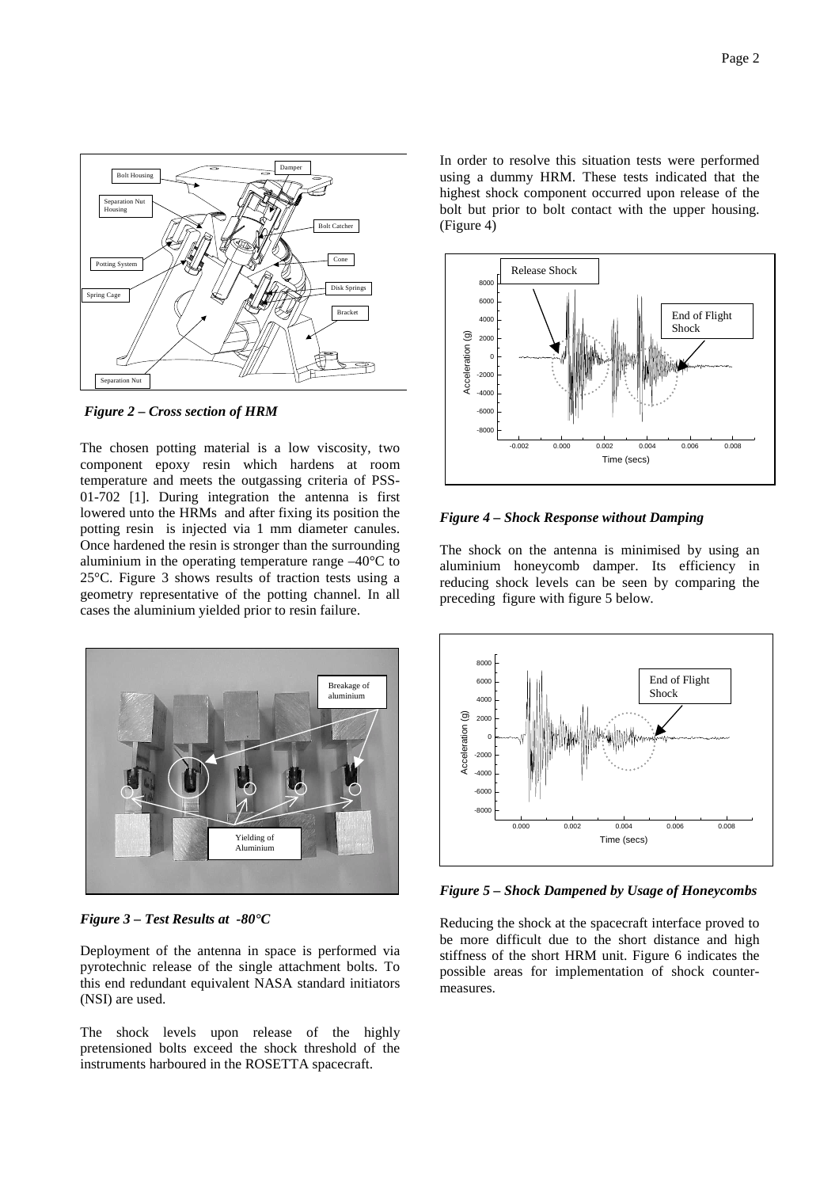*Figure 2 – Cross section of HRM*

The chosen potting material is a low viscosity, two component epoxy resin which hardens at room temperature and meets the outgassing criteria of PSS-01-702 [1]. During integration the antenna is first lowered unto the HRMs and after fixing its position the potting resin is injected via 1 mm diameter canules. Once hardened the resin is stronger than the surrounding aluminium in the operating temperature range –40°C to 25°C. Figure 3 shows results of traction tests using a geometry representative of the potting channel. In all cases the aluminium yielded prior to resin failure.

*Figure 3 – Test Results at -80°C*

Deployment of the antenna in space is performed via pyrotechnic release of the single attachment bolts. To this end redundant equivalent NASA standard initiators (NSI) are used.

The shock levels upon release of the highly pretensioned bolts exceed the shock threshold of the instruments harboured in the ROSETTA spacecraft.

In order to resolve this situation tests were performed using a dummy HRM. These tests indicated that the highest shock component occurred upon release of the bolt but prior to bolt contact with the upper housing. (Figure 4)

*Figure 4 – Shock Response without Damping*

The shock on the antenna is minimised by using an aluminium honeycomb damper. Its efficiency in reducing shock levels can be seen by comparing the preceding figure with figure 5 below.

*Figure 5 – Shock Dampened by Usage of Honeycombs*

Reducing the shock at the spacecraft interface proved to be more difficult due to the short distance and high stiffness of the short HRM unit. Figure 6 indicates the possible areas for implementation of shock counter-measures.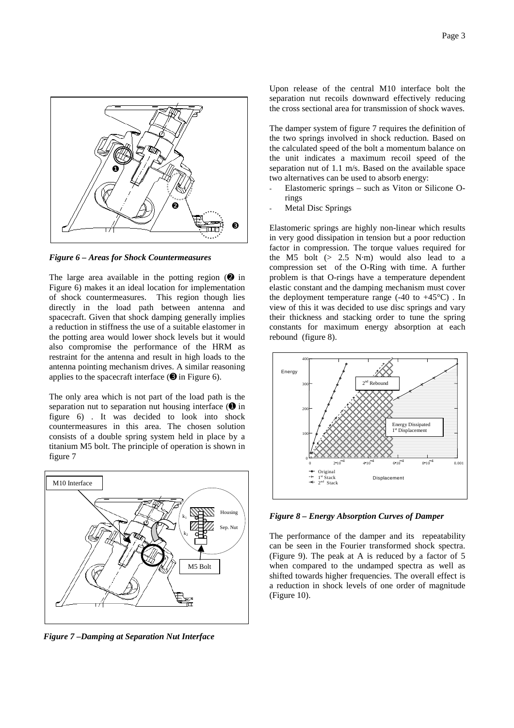*Figure 6 – Areas for Shock Countermeasures*

The large area available in the potting region (❷ in Figure 6) makes it an ideal location for implementation of shock countermeasures. This region though lies directly in the load path between antenna and spacecraft. Given that shock damping generally implies a reduction in stiffness the use of a suitable elastomer in the potting area would lower shock levels but it would also compromise the performance of the HRM as restraint for the antenna and result in high loads to the antenna pointing mechanism drives. A similar reasoning applies to the spacecraft interface (❸ in Figure 6).

The only area which is not part of the load path is the separation nut to separation nut housing interface (❶ in figure 6) . It was decided to look into shock countermeasures in this area. The chosen solution consists of a double spring system held in place by a titanium M5 bolt. The principle of operation is shown in figure 7

*Figure 7 –Damping at Separation Nut Interface*

Upon release of the central M10 interface bolt the separation nut recoils downward effectively reducing the cross sectional area for transmission of shock waves.

The damper system of figure 7 requires the definition of the two springs involved in shock reduction. Based on the calculated speed of the bolt a momentum balance on the unit indicates a maximum recoil speed of the separation nut of 1.1 m/s. Based on the available space two alternatives can be used to absorb energy:

- Elastomeric springs – such as Viton or Silicone O-rings
- Metal Disc Springs

Elastomeric springs are highly non-linear which results in very good dissipation in tension but a poor reduction factor in compression. The torque values required for the M5 bolt (> 2.5 N·m) would also lead to a compression set of the O-Ring with time. A further problem is that O-rings have a temperature dependent elastic constant and the damping mechanism must cover the deployment temperature range (-40 to +45°C) . In view of this it was decided to use disc springs and vary their thickness and stacking order to tune the spring constants for maximum energy absorption at each rebound (figure 8).

*Figure 8 – Energy Absorption Curves of Damper*

The performance of the damper and its repeatability can be seen in the Fourier transformed shock spectra. (Figure 9). The peak at A is reduced by a factor of 5 when compared to the undamped spectra as well as shifted towards higher frequencies. The overall effect is a reduction in shock levels of one order of magnitude (Figure 10).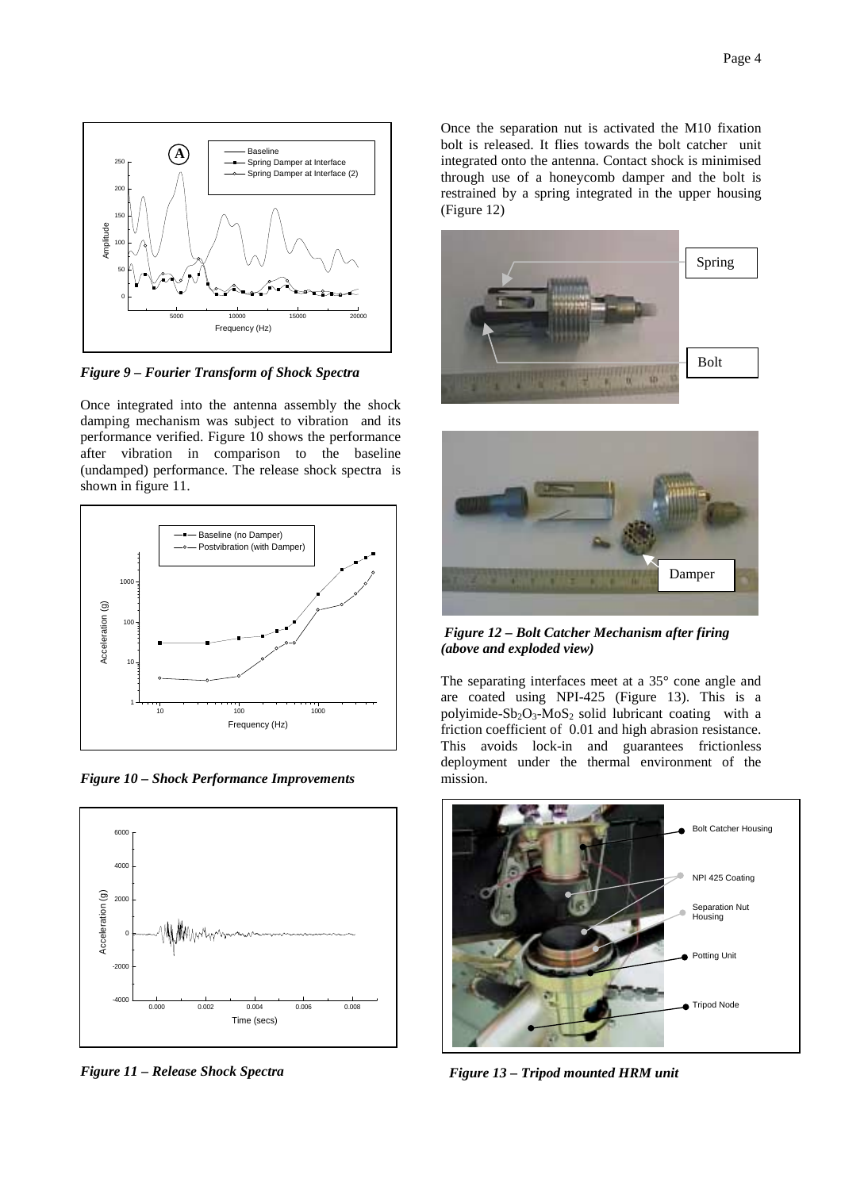*Figure 9 – Fourier Transform of Shock Spectra*

Once integrated into the antenna assembly the shock damping mechanism was subject to vibration and its performance verified. Figure 10 shows the performance after vibration in comparison to the baseline (undamped) performance. The release shock spectra is shown in figure 11.

*Figure 10 – Shock Performance Improvements*

*Figure 11 – Release Shock Spectra*

Once the separation nut is activated the M10 fixation bolt is released. It flies towards the bolt catcher unit integrated onto the antenna. Contact shock is minimised through use of a honeycomb damper and the bolt is restrained by a spring integrated in the upper housing (Figure 12)

*Figure 12 – Bolt Catcher Mechanism after firing (above and exploded view)*

The separating interfaces meet at a 35° cone angle and are coated using NPI-425 (Figure 13). This is a polyimide-$Sb_2O_3$-$MoS_2$ solid lubricant coating with a friction coefficient of 0.01 and high abrasion resistance. This avoids lock-in and guarantees frictionless deployment under the thermal environment of the mission.

*Figure 13 – Tripod mounted HRM unit*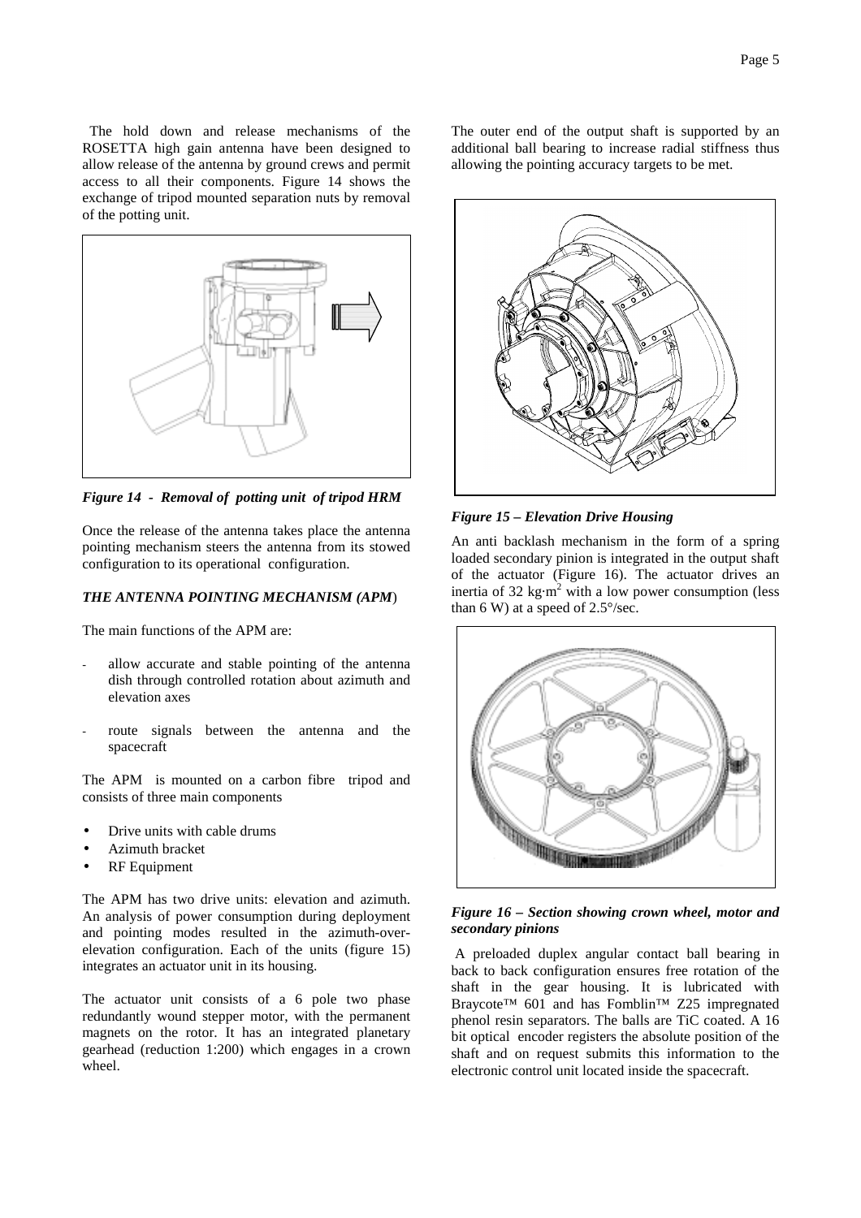The hold down and release mechanisms of the ROSETTA high gain antenna have been designed to allow release of the antenna by ground crews and permit access to all their components. Figure 14 shows the exchange of tripod mounted separation nuts by removal of the potting unit.

***Figure 14 - Removal of potting unit of tripod HRM***

Once the release of the antenna takes place the antenna pointing mechanism steers the antenna from its stowed configuration to its operational configuration.

### *THE ANTENNA POINTING MECHANISM (APM)*

The main functions of the APM are:

- allow accurate and stable pointing of the antenna dish through controlled rotation about azimuth and elevation axes
- route signals between the antenna and the spacecraft

The APM is mounted on a carbon fibre tripod and consists of three main components

- Drive units with cable drums
- Azimuth bracket
- RF Equipment

The APM has two drive units: elevation and azimuth. An analysis of power consumption during deployment and pointing modes resulted in the azimuth-over-elevation configuration. Each of the units (figure 15) integrates an actuator unit in its housing.

The actuator unit consists of a 6 pole two phase redundantly wound stepper motor, with the permanent magnets on the rotor. It has an integrated planetary gearhead (reduction 1:200) which engages in a crown wheel.

The outer end of the output shaft is supported by an additional ball bearing to increase radial stiffness thus allowing the pointing accuracy targets to be met.

***Figure 15 – Elevation Drive Housing***

An anti backlash mechanism in the form of a spring loaded secondary pinion is integrated in the output shaft of the actuator (Figure 16). The actuator drives an inertia of 32 kg·m$^2$ with a low power consumption (less than 6 W) at a speed of 2.5°/sec.

***Figure 16 – Section showing crown wheel, motor and secondary pinions***

A preloaded duplex angular contact ball bearing in back to back configuration ensures free rotation of the shaft in the gear housing. It is lubricated with Braycote™ 601 and has Fomblin™ Z25 impregnated phenol resin separators. The balls are TiC coated. A 16 bit optical encoder registers the absolute position of the shaft and on request submits this information to the electronic control unit located inside the spacecraft.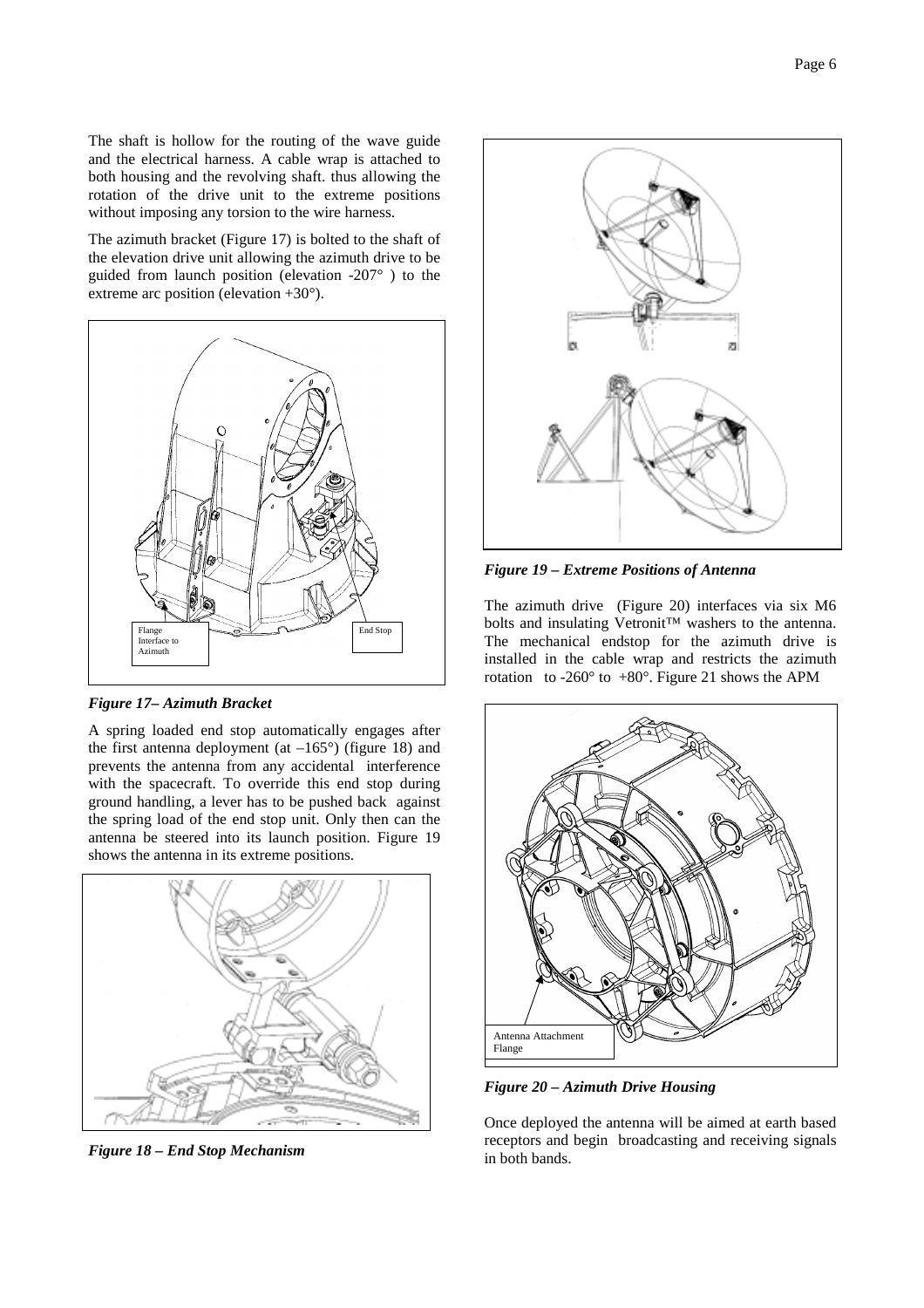The shaft is hollow for the routing of the wave guide and the electrical harness. A cable wrap is attached to both housing and the revolving shaft. thus allowing the rotation of the drive unit to the extreme positions without imposing any torsion to the wire harness.

The azimuth bracket (Figure 17) is bolted to the shaft of the elevation drive unit allowing the azimuth drive to be guided from launch position (elevation -207° ) to the extreme arc position (elevation +30°).

Flange Interface to Azimuth

End Stop

***Figure 17– Azimuth Bracket***

A spring loaded end stop automatically engages after the first antenna deployment (at –165°) (figure 18) and prevents the antenna from any accidental interference with the spacecraft. To override this end stop during ground handling, a lever has to be pushed back against the spring load of the end stop unit. Only then can the antenna be steered into its launch position. Figure 19 shows the antenna in its extreme positions.

***Figure 18 – End Stop Mechanism***

***Figure 19 – Extreme Positions of Antenna***

The azimuth drive (Figure 20) interfaces via six M6 bolts and insulating Vetronit™ washers to the antenna. The mechanical endstop for the azimuth drive is installed in the cable wrap and restricts the azimuth rotation to -260° to +80°. Figure 21 shows the APM

Antenna Attachment Flange

***Figure 20 – Azimuth Drive Housing***

Once deployed the antenna will be aimed at earth based receptors and begin broadcasting and receiving signals in both bands.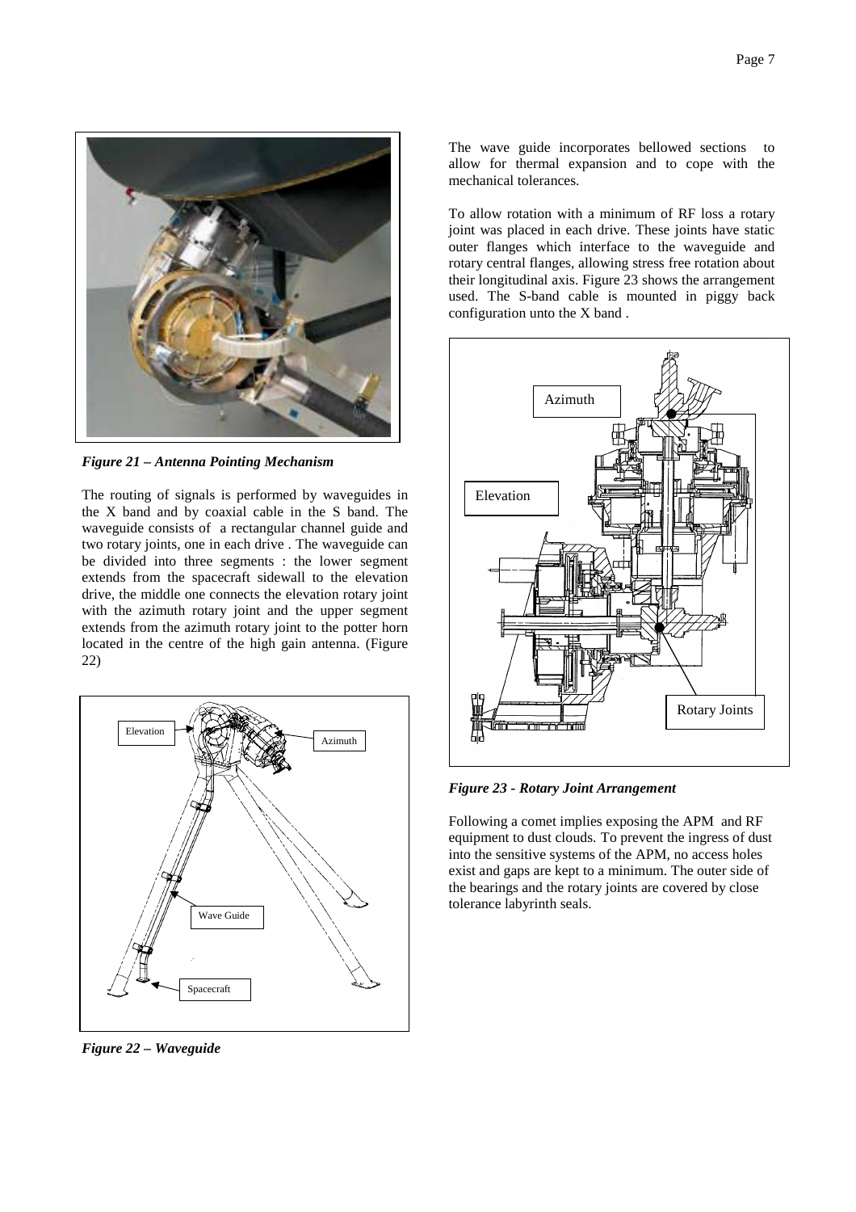*Figure 21 – Antenna Pointing Mechanism*

The routing of signals is performed by waveguides in the X band and by coaxial cable in the S band. The waveguide consists of a rectangular channel guide and two rotary joints, one in each drive . The waveguide can be divided into three segments : the lower segment extends from the spacecraft sidewall to the elevation drive, the middle one connects the elevation rotary joint with the azimuth rotary joint and the upper segment extends from the azimuth rotary joint to the potter horn located in the centre of the high gain antenna. (Figure 22)

*Figure 22 – Waveguide*

The wave guide incorporates bellowed sections to allow for thermal expansion and to cope with the mechanical tolerances.

To allow rotation with a minimum of RF loss a rotary joint was placed in each drive. These joints have static outer flanges which interface to the waveguide and rotary central flanges, allowing stress free rotation about their longitudinal axis. Figure 23 shows the arrangement used. The S-band cable is mounted in piggy back configuration unto the X band .

*Figure 23 - Rotary Joint Arrangement*

Following a comet implies exposing the APM and RF equipment to dust clouds. To prevent the ingress of dust into the sensitive systems of the APM, no access holes exist and gaps are kept to a minimum. The outer side of the bearings and the rotary joints are covered by close tolerance labyrinth seals.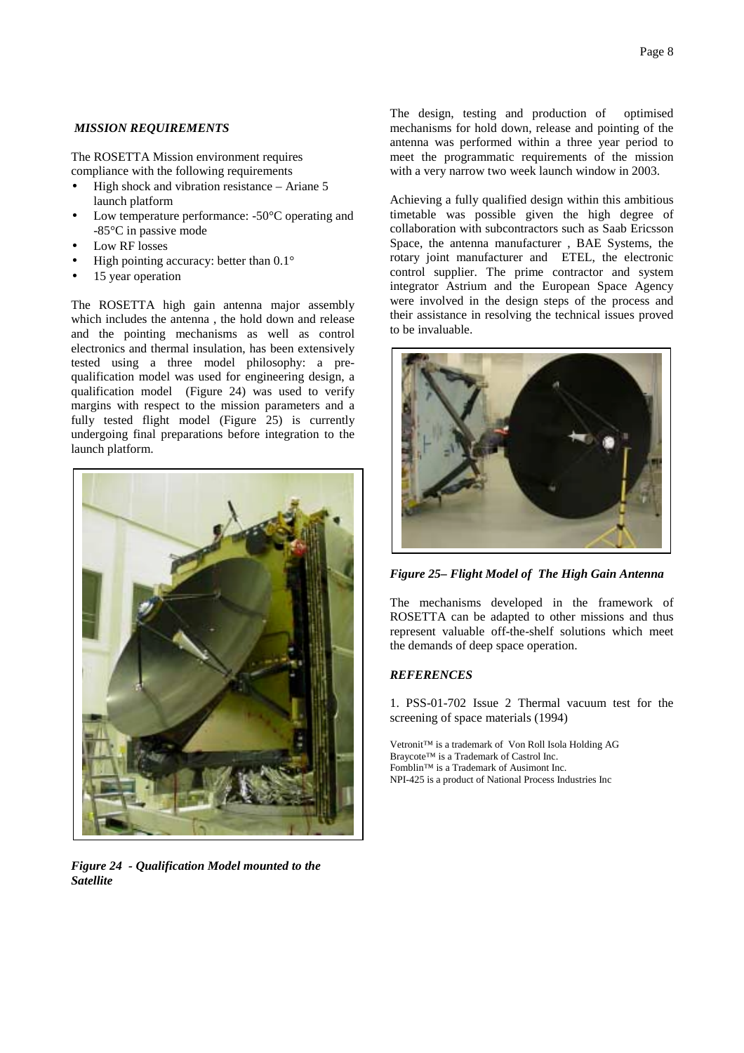### *MISSION REQUIREMENTS*

The ROSETTA Mission environment requires compliance with the following requirements

- High shock and vibration resistance – Ariane 5 launch platform
- Low temperature performance: -50°C operating and -85°C in passive mode
- Low RF losses
- High pointing accuracy: better than 0.1°
- 15 year operation

The ROSETTA high gain antenna major assembly which includes the antenna , the hold down and release and the pointing mechanisms as well as control electronics and thermal insulation, has been extensively tested using a three model philosophy: a pre-qualification model was used for engineering design, a qualification model (Figure 24) was used to verify margins with respect to the mission parameters and a fully tested flight model (Figure 25) is currently undergoing final preparations before integration to the launch platform.

***Figure 24 - Qualification Model mounted to the Satellite***

The design, testing and production of optimised mechanisms for hold down, release and pointing of the antenna was performed within a three year period to meet the programmatic requirements of the mission with a very narrow two week launch window in 2003.

Achieving a fully qualified design within this ambitious timetable was possible given the high degree of collaboration with subcontractors such as Saab Ericsson Space, the antenna manufacturer , BAE Systems, the rotary joint manufacturer and ETEL, the electronic control supplier. The prime contractor and system integrator Astrium and the European Space Agency were involved in the design steps of the process and their assistance in resolving the technical issues proved to be invaluable.

***Figure 25– Flight Model of The High Gain Antenna***

The mechanisms developed in the framework of ROSETTA can be adapted to other missions and thus represent valuable off-the-shelf solutions which meet the demands of deep space operation.

### *REFERENCES*

1. PSS-01-702 Issue 2 Thermal vacuum test for the screening of space materials (1994)

Vetronit™ is a trademark of Von Roll Isola Holding AG
Braycote™ is a Trademark of Castrol Inc.
Fomblin™ is a Trademark of Ausimont Inc.
NPI-425 is a product of National Process Industries Inc